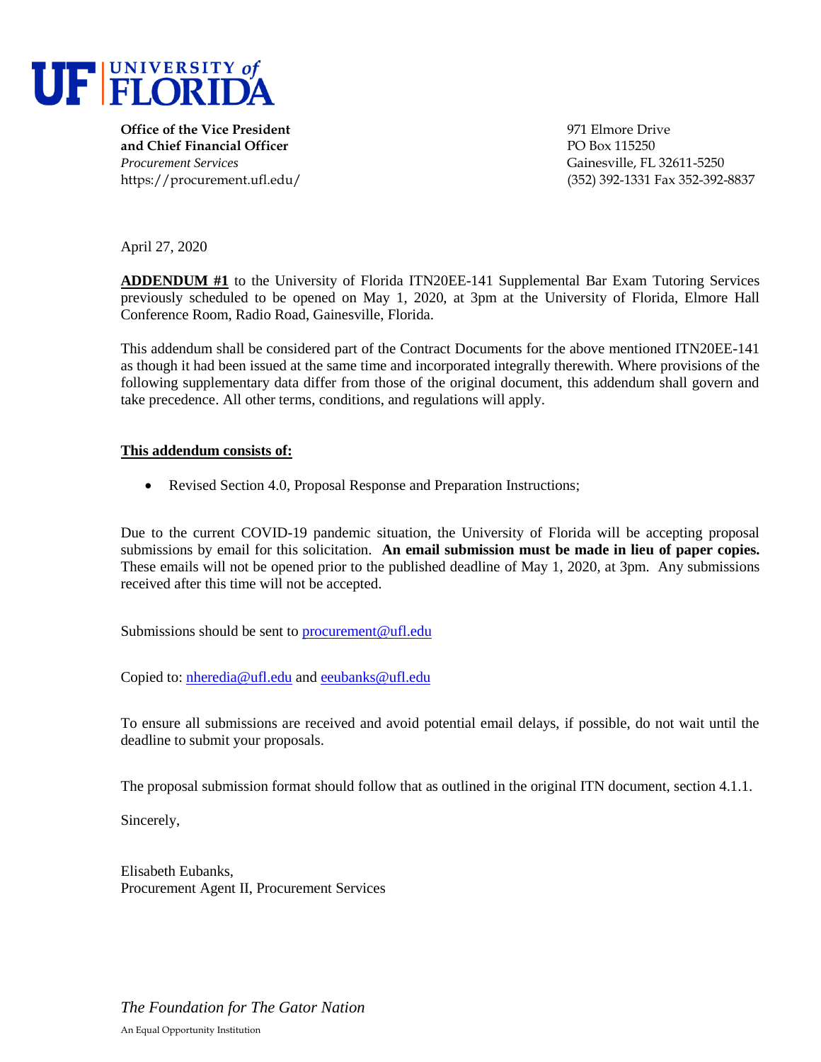**UF | UNIVERSITY of FLORIDA**

**Office of the Vice President and Chief Financial Officer**
*Procurement Services*
https://procurement.ufl.edu/

971 Elmore Drive
PO Box 115250
Gainesville, FL 32611-5250
(352) 392-1331 Fax 352-392-8837

April 27, 2020

**ADDENDUM #1** to the University of Florida ITN20EE-141 Supplemental Bar Exam Tutoring Services previously scheduled to be opened on May 1, 2020, at 3pm at the University of Florida, Elmore Hall Conference Room, Radio Road, Gainesville, Florida.

This addendum shall be considered part of the Contract Documents for the above mentioned ITN20EE-141 as though it had been issued at the same time and incorporated integrally therewith. Where provisions of the following supplementary data differ from those of the original document, this addendum shall govern and take precedence. All other terms, conditions, and regulations will apply.

**This addendum consists of:**

- Revised Section 4.0, Proposal Response and Preparation Instructions;

Due to the current COVID-19 pandemic situation, the University of Florida will be accepting proposal submissions by email for this solicitation. **An email submission must be made in lieu of paper copies.** These emails will not be opened prior to the published deadline of May 1, 2020, at 3pm. Any submissions received after this time will not be accepted.

Submissions should be sent to procurement@ufl.edu

Copied to: nheredia@ufl.edu and eeubanks@ufl.edu

To ensure all submissions are received and avoid potential email delays, if possible, do not wait until the deadline to submit your proposals.

The proposal submission format should follow that as outlined in the original ITN document, section 4.1.1.

Sincerely,

Elisabeth Eubanks,
Procurement Agent II, Procurement Services

*The Foundation for The Gator Nation*

An Equal Opportunity Institution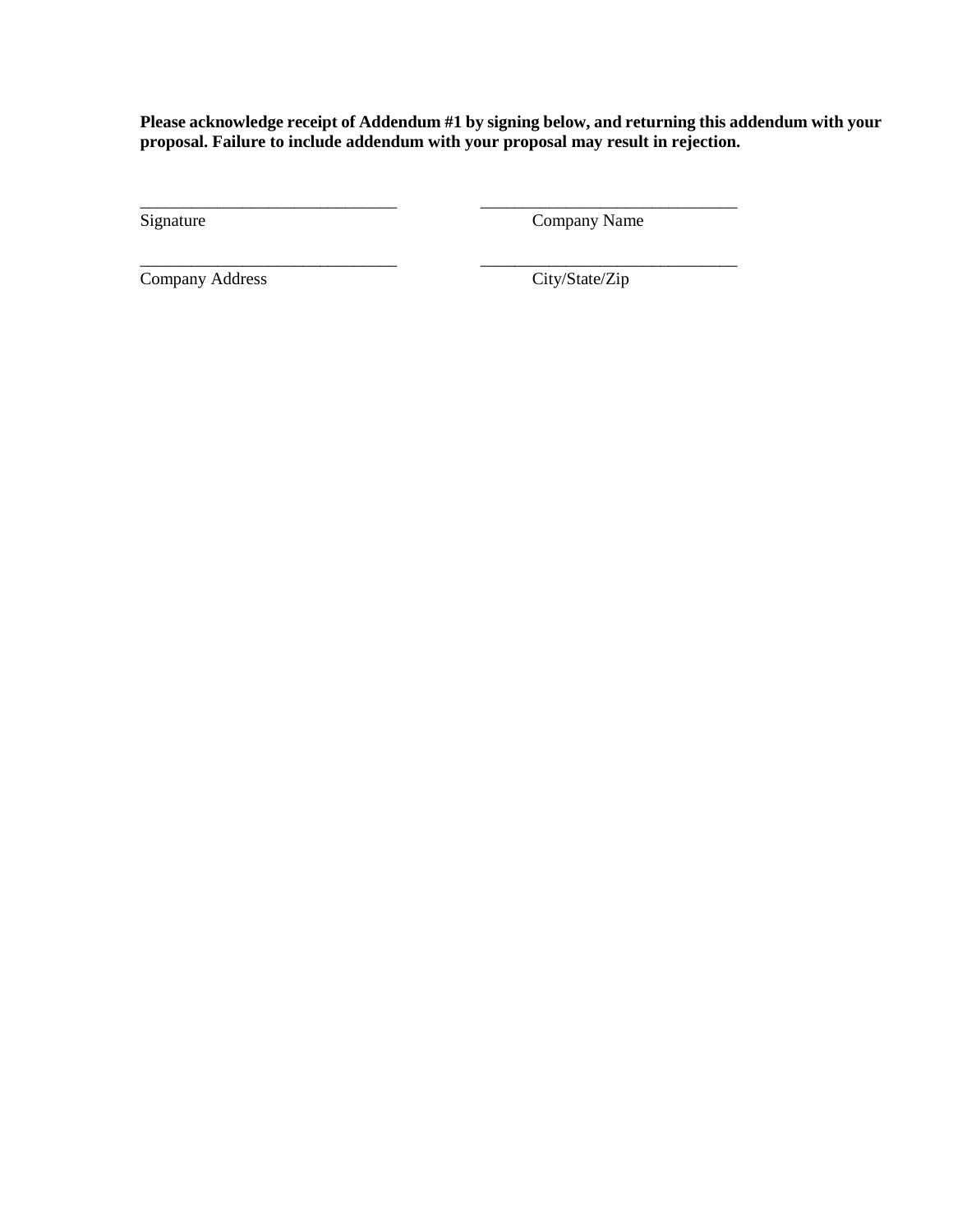**Please acknowledge receipt of Addendum #1 by signing below, and returning this addendum with your proposal. Failure to include addendum with your proposal may result in rejection.**

| | |
|---|---|
| _______________________________ | _______________________________ |
| Signature | Company Name |
| _______________________________ | _______________________________ |
| Company Address | City/State/Zip |